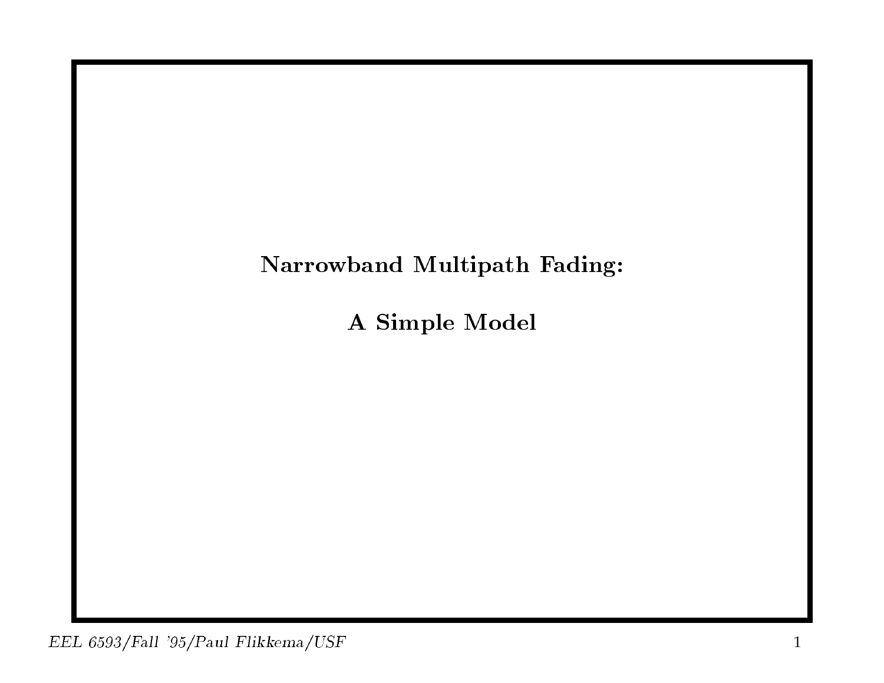# Narrowband Multipath Fading:

# A Simple Model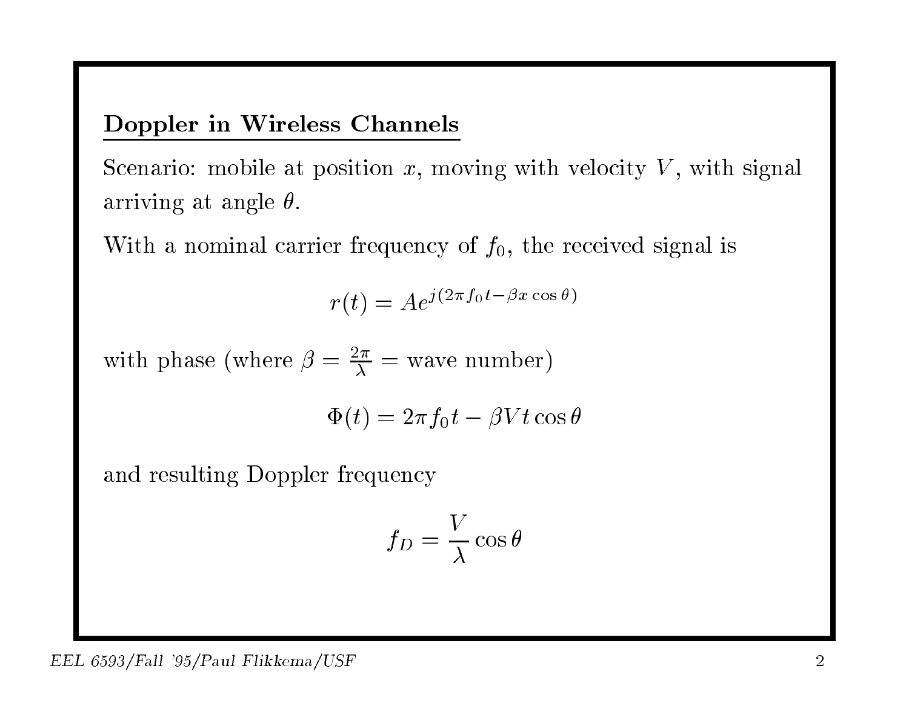## Doppler in Wireless Channels

Scenario: mobile at position $x$, moving with velocity $V$, with signal arriving at angle $\theta$.

With a nominal carrier frequency of $f_0$, the received signal is

$$r(t) = Ae^{j(2\pi f_0 t - \beta x \cos\theta)}$$

with phase (where $\beta = \frac{2\pi}{\lambda}$ = wave number)

$$\Phi(t) = 2\pi f_0 t - \beta V t \cos\theta$$

and resulting Doppler frequency

$$f_D = \frac{V}{\lambda}\cos\theta$$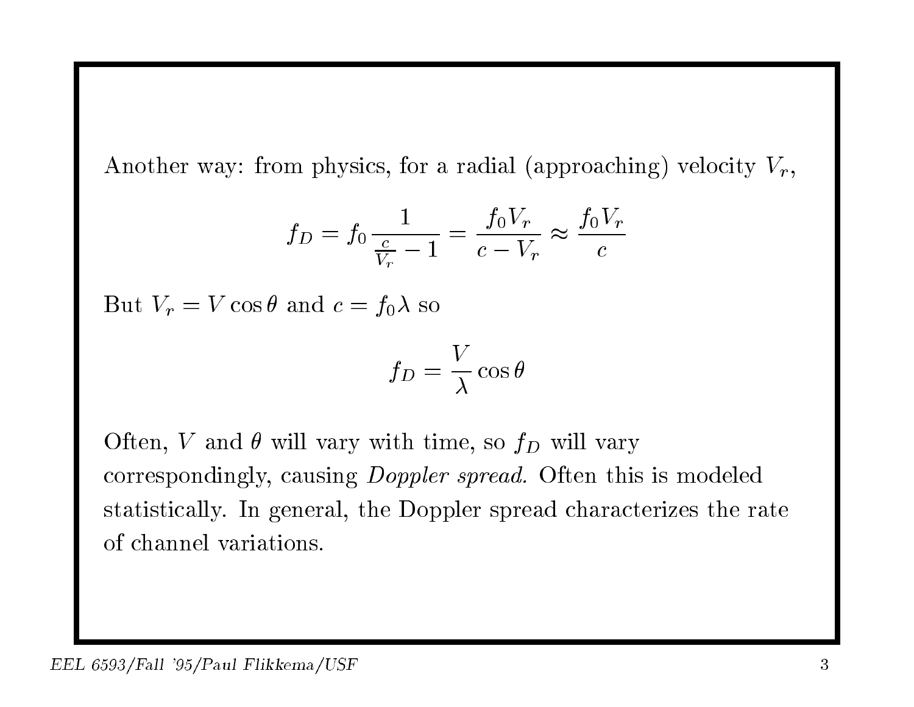Another way: from physics, for a radial (approaching) velocity $V_r$,

$$f_D = f_0 \frac{1}{\frac{c}{V_r} - 1} = \frac{f_0 V_r}{c - V_r} \approx \frac{f_0 V_r}{c}$$

But $V_r = V \cos\theta$ and $c = f_0 \lambda$ so

$$f_D = \frac{V}{\lambda} \cos\theta$$

Often, $V$ and $\theta$ will vary with time, so $f_D$ will vary correspondingly, causing *Doppler spread.* Often this is modeled statistically. In general, the Doppler spread characterizes the rate of channel variations.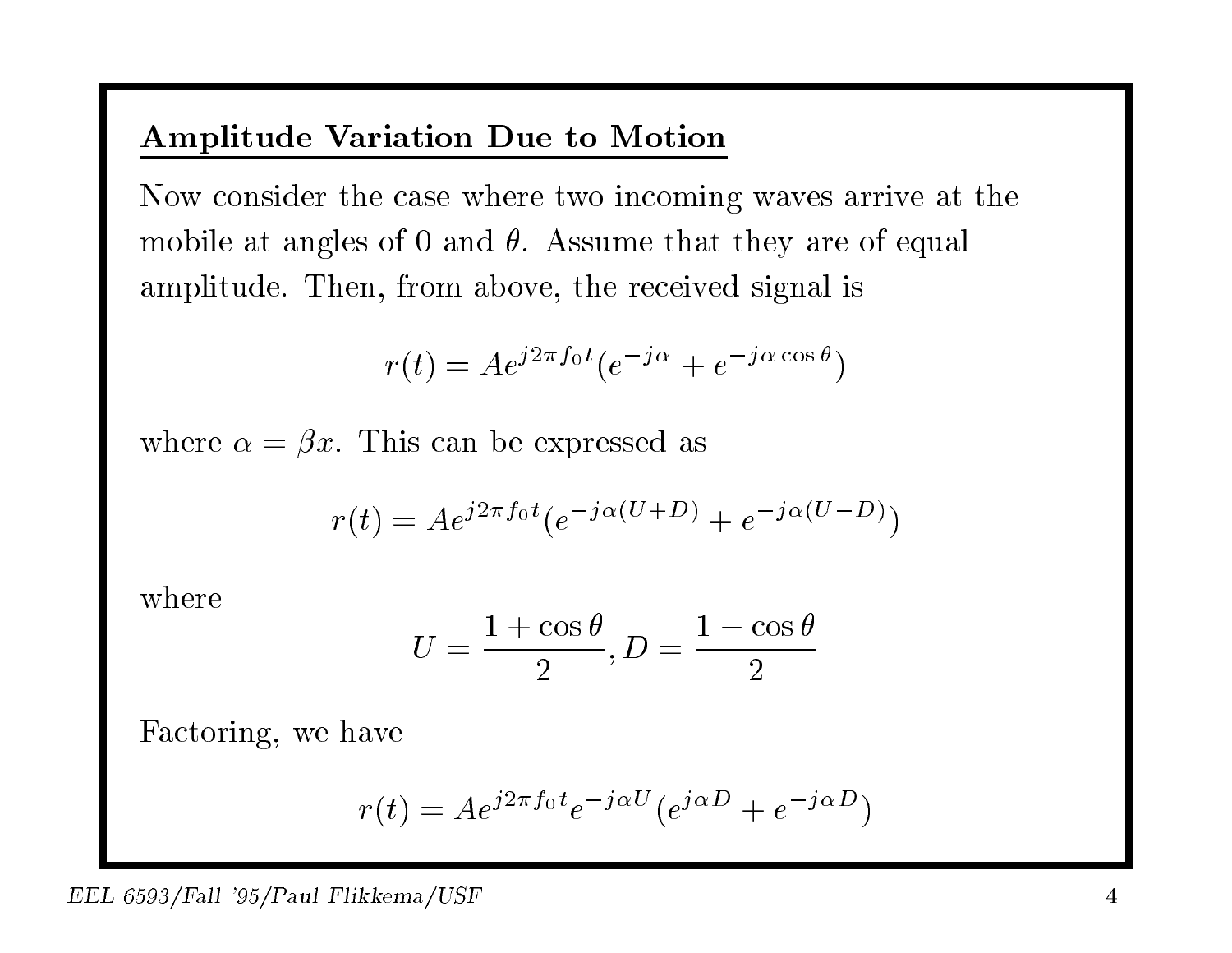## Amplitude Variation Due to Motion

Now consider the case where two incoming waves arrive at the mobile at angles of 0 and $\theta$. Assume that they are of equal amplitude. Then, from above, the received signal is

$$r(t) = Ae^{j2\pi f_0 t}(e^{-j\alpha} + e^{-j\alpha \cos\theta})$$

where $\alpha = \beta x$. This can be expressed as

$$r(t) = Ae^{j2\pi f_0 t}(e^{-j\alpha(U+D)} + e^{-j\alpha(U-D)})$$

where

$$U = \frac{1+\cos\theta}{2}, D = \frac{1-\cos\theta}{2}$$

Factoring, we have

$$r(t) = Ae^{j2\pi f_0 t}e^{-j\alpha U}(e^{j\alpha D} + e^{-j\alpha D})$$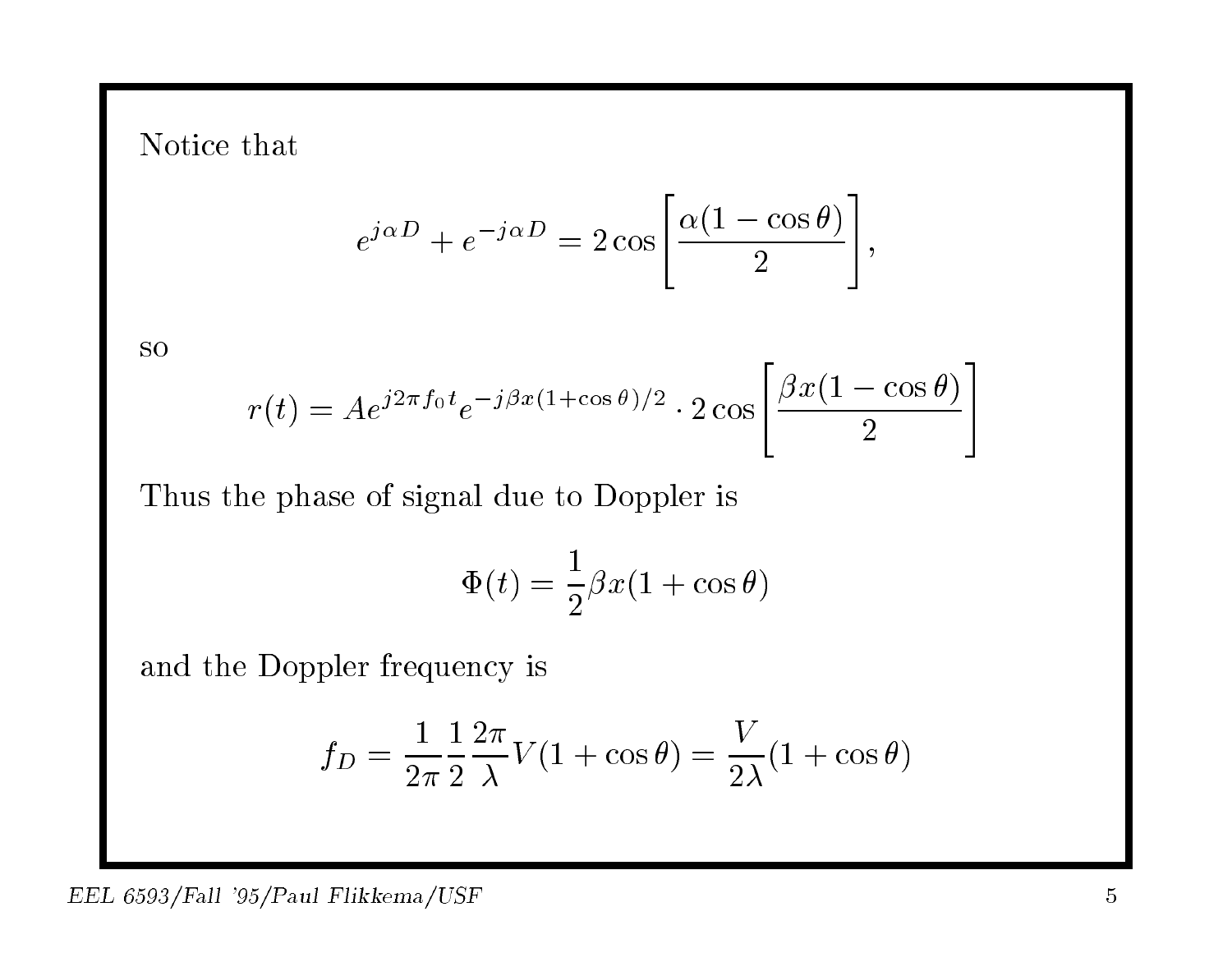Notice that

$$e^{j\alpha D} + e^{-j\alpha D} = 2\cos\left[\frac{\alpha(1-\cos\theta)}{2}\right],$$

so

$$r(t) = Ae^{j2\pi f_0 t}e^{-j\beta x(1+\cos\theta)/2} \cdot 2\cos\left[\frac{\beta x(1-\cos\theta)}{2}\right]$$

Thus the phase of signal due to Doppler is

$$\Phi(t) = \frac{1}{2}\beta x(1+\cos\theta)$$

and the Doppler frequency is

$$f_D = \frac{1}{2\pi}\frac{1}{2}\frac{2\pi}{\lambda}V(1+\cos\theta) = \frac{V}{2\lambda}(1+\cos\theta)$$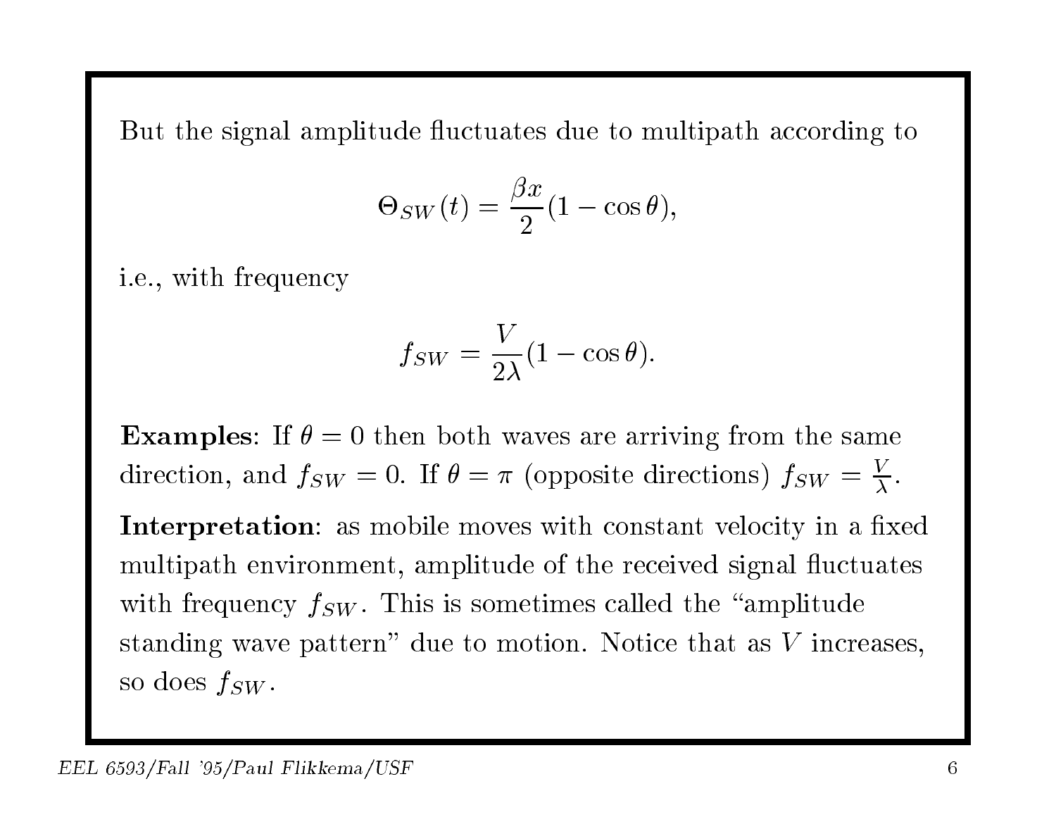But the signal amplitude fluctuates due to multipath according to

$$\Theta_{SW}(t) = \frac{\beta x}{2}(1 - \cos\theta),$$

i.e., with frequency

$$f_{SW} = \frac{V}{2\lambda}(1 - \cos\theta).$$

**Examples**: If $\theta = 0$ then both waves are arriving from the same direction, and $f_{SW} = 0$. If $\theta = \pi$ (opposite directions) $f_{SW} = \frac{V}{\lambda}$.

**Interpretation**: as mobile moves with constant velocity in a fixed multipath environment, amplitude of the received signal fluctuates with frequency $f_{SW}$. This is sometimes called the "amplitude standing wave pattern" due to motion. Notice that as $V$ increases, so does $f_{SW}$.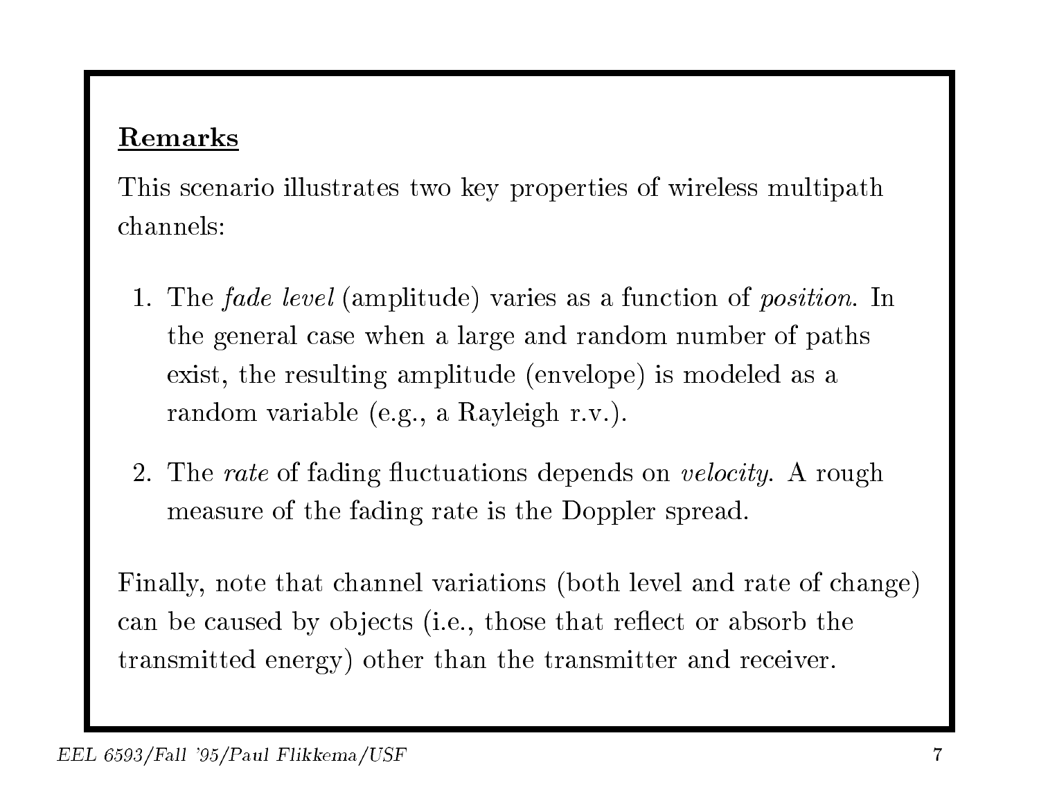## Remarks

This scenario illustrates two key properties of wireless multipath channels:

1. The *fade level* (amplitude) varies as a function of *position*. In the general case when a large and random number of paths exist, the resulting amplitude (envelope) is modeled as a random variable (e.g., a Rayleigh r.v.).

2. The *rate* of fading fluctuations depends on *velocity*. A rough measure of the fading rate is the Doppler spread.

Finally, note that channel variations (both level and rate of change) can be caused by objects (i.e., those that reflect or absorb the transmitted energy) other than the transmitter and receiver.